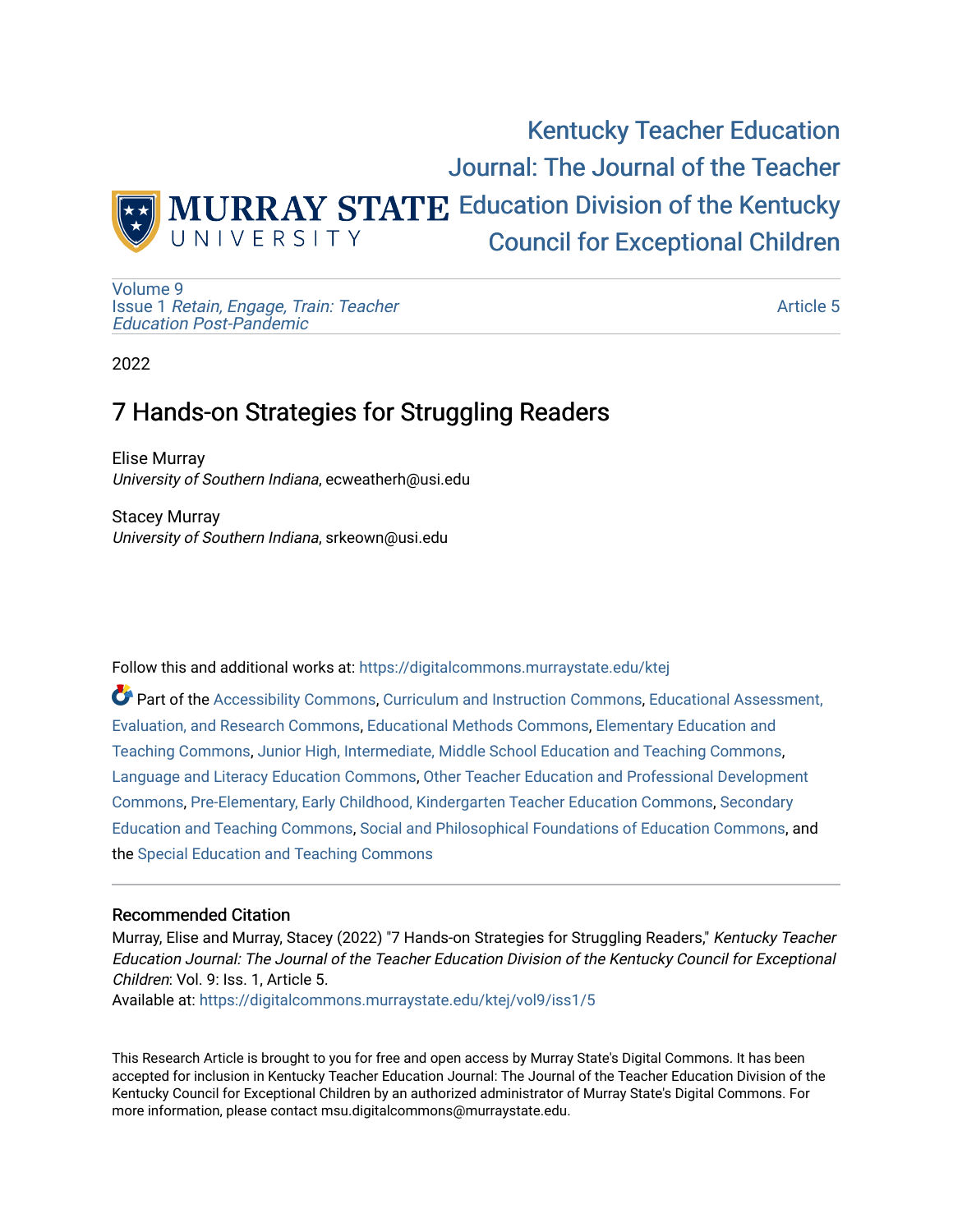Kentucky Teacher Education Journal: The Journal of the Teacher Education Division of the Kentucky Council for Exceptional Children

Volume 9
Issue 1 *Retain, Engage, Train: Teacher Education Post-Pandemic*

Article 5

2022

# 7 Hands-on Strategies for Struggling Readers

Elise Murray
*University of Southern Indiana*, ecweatherh@usi.edu

Stacey Murray
*University of Southern Indiana*, srkeown@usi.edu

Follow this and additional works at: https://digitalcommons.murraystate.edu/ktej

Part of the Accessibility Commons, Curriculum and Instruction Commons, Educational Assessment, Evaluation, and Research Commons, Educational Methods Commons, Elementary Education and Teaching Commons, Junior High, Intermediate, Middle School Education and Teaching Commons, Language and Literacy Education Commons, Other Teacher Education and Professional Development Commons, Pre-Elementary, Early Childhood, Kindergarten Teacher Education Commons, Secondary Education and Teaching Commons, Social and Philosophical Foundations of Education Commons, and the Special Education and Teaching Commons

## Recommended Citation

Murray, Elise and Murray, Stacey (2022) "7 Hands-on Strategies for Struggling Readers," *Kentucky Teacher Education Journal: The Journal of the Teacher Education Division of the Kentucky Council for Exceptional Children*: Vol. 9: Iss. 1, Article 5.
Available at: https://digitalcommons.murraystate.edu/ktej/vol9/iss1/5

This Research Article is brought to you for free and open access by Murray State's Digital Commons. It has been accepted for inclusion in Kentucky Teacher Education Journal: The Journal of the Teacher Education Division of the Kentucky Council for Exceptional Children by an authorized administrator of Murray State's Digital Commons. For more information, please contact msu.digitalcommons@murraystate.edu.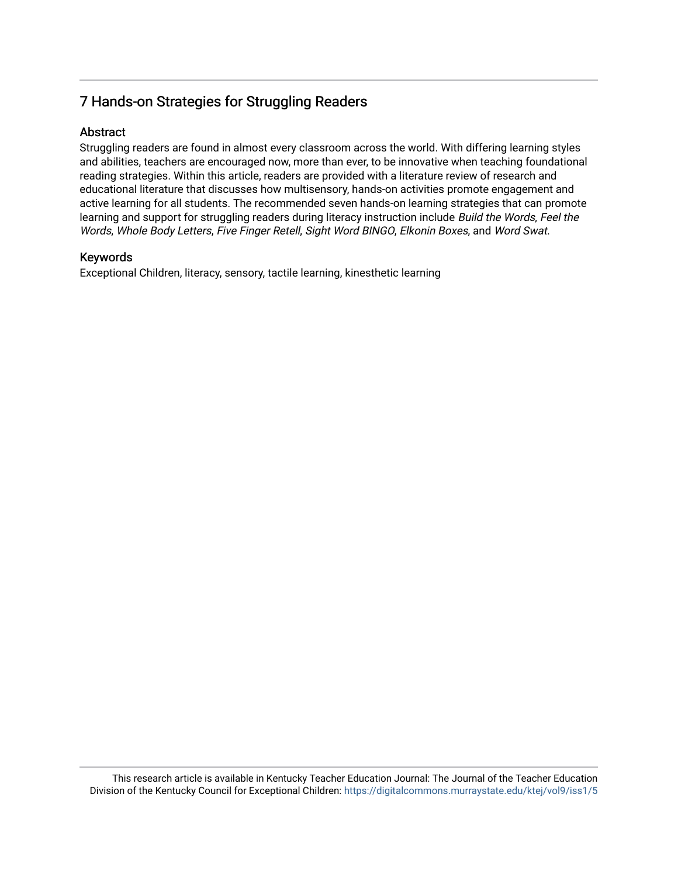# 7 Hands-on Strategies for Struggling Readers

## Abstract

Struggling readers are found in almost every classroom across the world. With differing learning styles and abilities, teachers are encouraged now, more than ever, to be innovative when teaching foundational reading strategies. Within this article, readers are provided with a literature review of research and educational literature that discusses how multisensory, hands-on activities promote engagement and active learning for all students. The recommended seven hands-on learning strategies that can promote learning and support for struggling readers during literacy instruction include *Build the Words*, *Feel the Words*, *Whole Body Letters*, *Five Finger Retell*, *Sight Word BINGO*, *Elkonin Boxes*, and *Word Swat*.

## Keywords

Exceptional Children, literacy, sensory, tactile learning, kinesthetic learning

This research article is available in Kentucky Teacher Education Journal: The Journal of the Teacher Education Division of the Kentucky Council for Exceptional Children: https://digitalcommons.murraystate.edu/ktej/vol9/iss1/5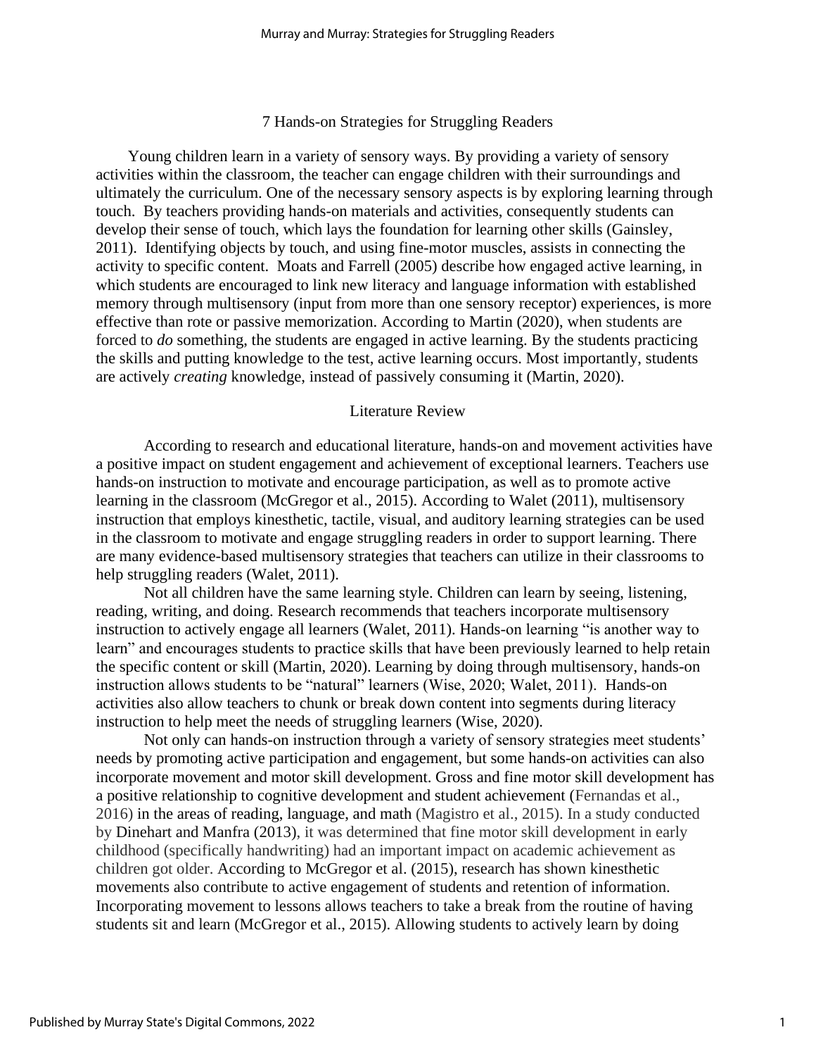## 7 Hands-on Strategies for Struggling Readers

Young children learn in a variety of sensory ways. By providing a variety of sensory activities within the classroom, the teacher can engage children with their surroundings and ultimately the curriculum. One of the necessary sensory aspects is by exploring learning through touch. By teachers providing hands-on materials and activities, consequently students can develop their sense of touch, which lays the foundation for learning other skills (Gainsley, 2011). Identifying objects by touch, and using fine-motor muscles, assists in connecting the activity to specific content. Moats and Farrell (2005) describe how engaged active learning, in which students are encouraged to link new literacy and language information with established memory through multisensory (input from more than one sensory receptor) experiences, is more effective than rote or passive memorization. According to Martin (2020), when students are forced to *do* something, the students are engaged in active learning. By the students practicing the skills and putting knowledge to the test, active learning occurs. Most importantly, students are actively *creating* knowledge, instead of passively consuming it (Martin, 2020).

### Literature Review

According to research and educational literature, hands-on and movement activities have a positive impact on student engagement and achievement of exceptional learners. Teachers use hands-on instruction to motivate and encourage participation, as well as to promote active learning in the classroom (McGregor et al., 2015). According to Walet (2011), multisensory instruction that employs kinesthetic, tactile, visual, and auditory learning strategies can be used in the classroom to motivate and engage struggling readers in order to support learning. There are many evidence-based multisensory strategies that teachers can utilize in their classrooms to help struggling readers (Walet, 2011).

Not all children have the same learning style. Children can learn by seeing, listening, reading, writing, and doing. Research recommends that teachers incorporate multisensory instruction to actively engage all learners (Walet, 2011). Hands-on learning "is another way to learn" and encourages students to practice skills that have been previously learned to help retain the specific content or skill (Martin, 2020). Learning by doing through multisensory, hands-on instruction allows students to be "natural" learners (Wise, 2020; Walet, 2011). Hands-on activities also allow teachers to chunk or break down content into segments during literacy instruction to help meet the needs of struggling learners (Wise, 2020).

Not only can hands-on instruction through a variety of sensory strategies meet students' needs by promoting active participation and engagement, but some hands-on activities can also incorporate movement and motor skill development. Gross and fine motor skill development has a positive relationship to cognitive development and student achievement (Fernandas et al., 2016) in the areas of reading, language, and math (Magistro et al., 2015). In a study conducted by Dinehart and Manfra (2013), it was determined that fine motor skill development in early childhood (specifically handwriting) had an important impact on academic achievement as children got older. According to McGregor et al. (2015), research has shown kinesthetic movements also contribute to active engagement of students and retention of information. Incorporating movement to lessons allows teachers to take a break from the routine of having students sit and learn (McGregor et al., 2015). Allowing students to actively learn by doing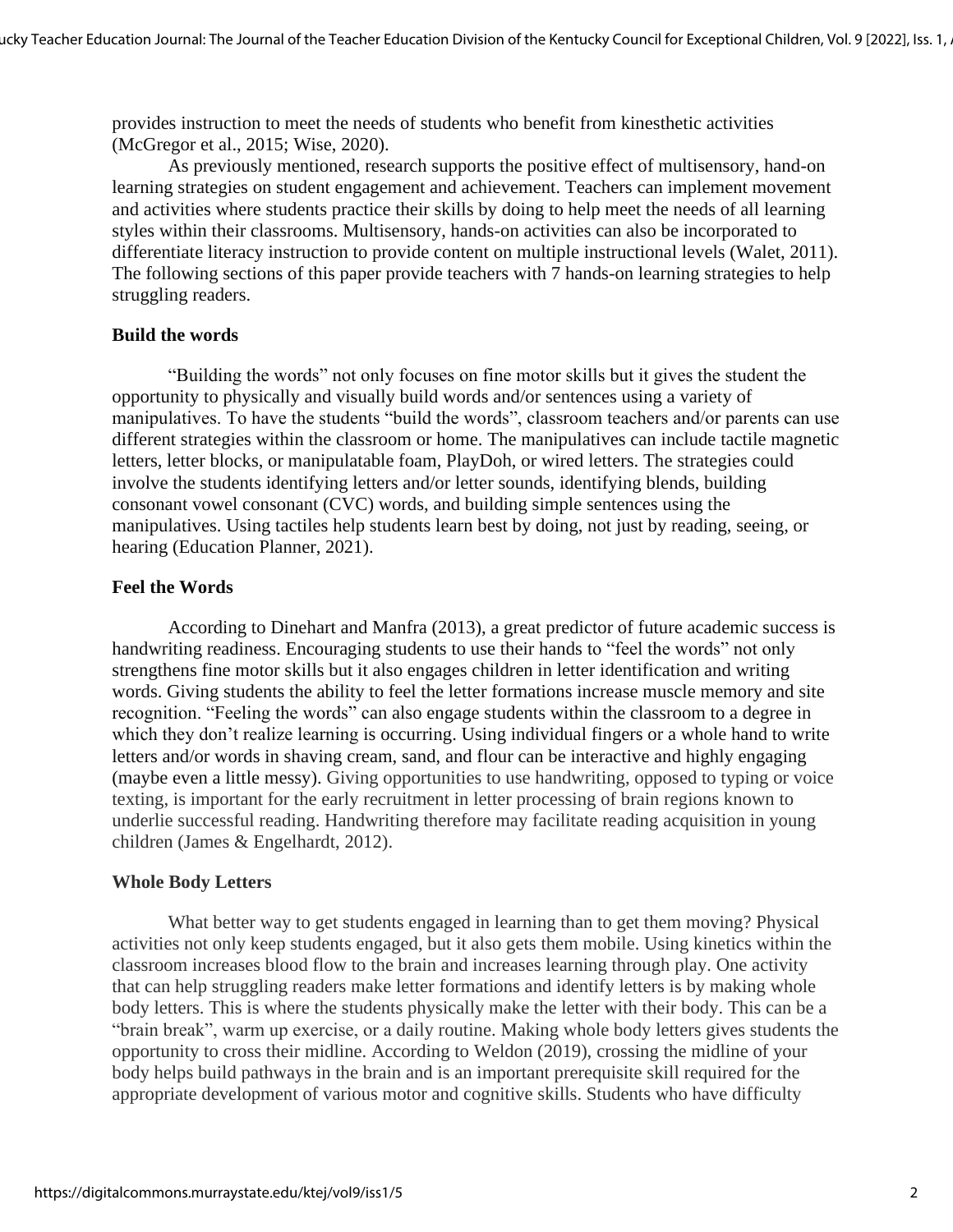provides instruction to meet the needs of students who benefit from kinesthetic activities (McGregor et al., 2015; Wise, 2020).

As previously mentioned, research supports the positive effect of multisensory, hand-on learning strategies on student engagement and achievement. Teachers can implement movement and activities where students practice their skills by doing to help meet the needs of all learning styles within their classrooms. Multisensory, hands-on activities can also be incorporated to differentiate literacy instruction to provide content on multiple instructional levels (Walet, 2011). The following sections of this paper provide teachers with 7 hands-on learning strategies to help struggling readers.

**Build the words**

"Building the words" not only focuses on fine motor skills but it gives the student the opportunity to physically and visually build words and/or sentences using a variety of manipulatives. To have the students "build the words", classroom teachers and/or parents can use different strategies within the classroom or home. The manipulatives can include tactile magnetic letters, letter blocks, or manipulatable foam, PlayDoh, or wired letters. The strategies could involve the students identifying letters and/or letter sounds, identifying blends, building consonant vowel consonant (CVC) words, and building simple sentences using the manipulatives. Using tactiles help students learn best by doing, not just by reading, seeing, or hearing (Education Planner, 2021).

**Feel the Words**

According to Dinehart and Manfra (2013), a great predictor of future academic success is handwriting readiness. Encouraging students to use their hands to "feel the words" not only strengthens fine motor skills but it also engages children in letter identification and writing words. Giving students the ability to feel the letter formations increase muscle memory and site recognition. "Feeling the words" can also engage students within the classroom to a degree in which they don't realize learning is occurring. Using individual fingers or a whole hand to write letters and/or words in shaving cream, sand, and flour can be interactive and highly engaging (maybe even a little messy). Giving opportunities to use handwriting, opposed to typing or voice texting, is important for the early recruitment in letter processing of brain regions known to underlie successful reading. Handwriting therefore may facilitate reading acquisition in young children (James & Engelhardt, 2012).

**Whole Body Letters**

What better way to get students engaged in learning than to get them moving? Physical activities not only keep students engaged, but it also gets them mobile. Using kinetics within the classroom increases blood flow to the brain and increases learning through play. One activity that can help struggling readers make letter formations and identify letters is by making whole body letters. This is where the students physically make the letter with their body. This can be a "brain break", warm up exercise, or a daily routine. Making whole body letters gives students the opportunity to cross their midline. According to Weldon (2019), crossing the midline of your body helps build pathways in the brain and is an important prerequisite skill required for the appropriate development of various motor and cognitive skills. Students who have difficulty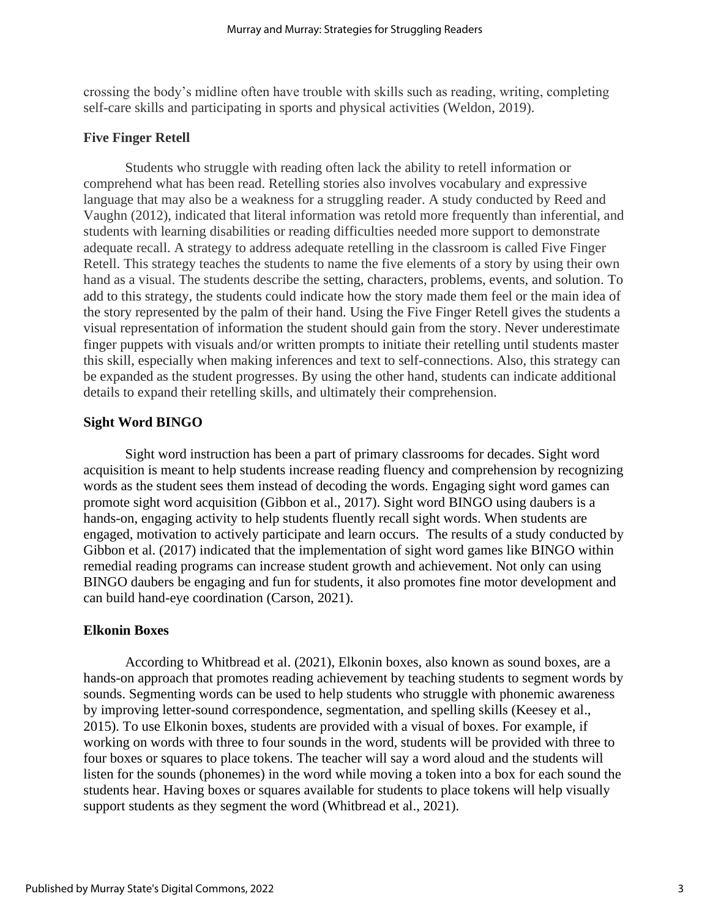crossing the body's midline often have trouble with skills such as reading, writing, completing self-care skills and participating in sports and physical activities (Weldon, 2019).

### Five Finger Retell

Students who struggle with reading often lack the ability to retell information or comprehend what has been read. Retelling stories also involves vocabulary and expressive language that may also be a weakness for a struggling reader. A study conducted by Reed and Vaughn (2012), indicated that literal information was retold more frequently than inferential, and students with learning disabilities or reading difficulties needed more support to demonstrate adequate recall. A strategy to address adequate retelling in the classroom is called Five Finger Retell. This strategy teaches the students to name the five elements of a story by using their own hand as a visual. The students describe the setting, characters, problems, events, and solution. To add to this strategy, the students could indicate how the story made them feel or the main idea of the story represented by the palm of their hand. Using the Five Finger Retell gives the students a visual representation of information the student should gain from the story. Never underestimate finger puppets with visuals and/or written prompts to initiate their retelling until students master this skill, especially when making inferences and text to self-connections. Also, this strategy can be expanded as the student progresses. By using the other hand, students can indicate additional details to expand their retelling skills, and ultimately their comprehension.

### Sight Word BINGO

Sight word instruction has been a part of primary classrooms for decades. Sight word acquisition is meant to help students increase reading fluency and comprehension by recognizing words as the student sees them instead of decoding the words. Engaging sight word games can promote sight word acquisition (Gibbon et al., 2017). Sight word BINGO using daubers is a hands-on, engaging activity to help students fluently recall sight words. When students are engaged, motivation to actively participate and learn occurs. The results of a study conducted by Gibbon et al. (2017) indicated that the implementation of sight word games like BINGO within remedial reading programs can increase student growth and achievement. Not only can using BINGO daubers be engaging and fun for students, it also promotes fine motor development and can build hand-eye coordination (Carson, 2021).

### Elkonin Boxes

According to Whitbread et al. (2021), Elkonin boxes, also known as sound boxes, are a hands-on approach that promotes reading achievement by teaching students to segment words by sounds. Segmenting words can be used to help students who struggle with phonemic awareness by improving letter-sound correspondence, segmentation, and spelling skills (Keesey et al., 2015). To use Elkonin boxes, students are provided with a visual of boxes. For example, if working on words with three to four sounds in the word, students will be provided with three to four boxes or squares to place tokens. The teacher will say a word aloud and the students will listen for the sounds (phonemes) in the word while moving a token into a box for each sound the students hear. Having boxes or squares available for students to place tokens will help visually support students as they segment the word (Whitbread et al., 2021).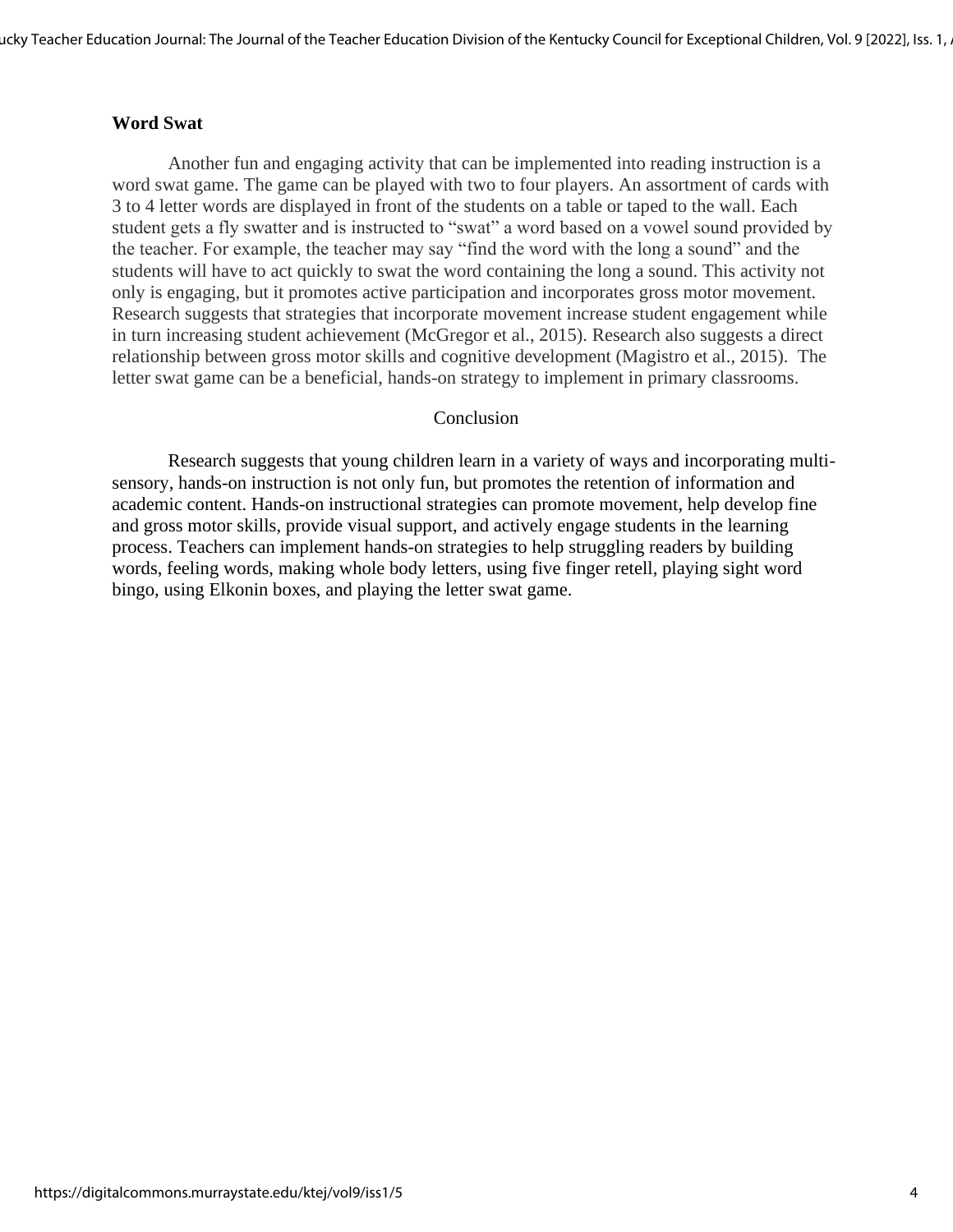### Word Swat

Another fun and engaging activity that can be implemented into reading instruction is a word swat game. The game can be played with two to four players. An assortment of cards with 3 to 4 letter words are displayed in front of the students on a table or taped to the wall. Each student gets a fly swatter and is instructed to "swat" a word based on a vowel sound provided by the teacher. For example, the teacher may say "find the word with the long a sound" and the students will have to act quickly to swat the word containing the long a sound. This activity not only is engaging, but it promotes active participation and incorporates gross motor movement. Research suggests that strategies that incorporate movement increase student engagement while in turn increasing student achievement (McGregor et al., 2015). Research also suggests a direct relationship between gross motor skills and cognitive development (Magistro et al., 2015). The letter swat game can be a beneficial, hands-on strategy to implement in primary classrooms.

## Conclusion

Research suggests that young children learn in a variety of ways and incorporating multi-sensory, hands-on instruction is not only fun, but promotes the retention of information and academic content. Hands-on instructional strategies can promote movement, help develop fine and gross motor skills, provide visual support, and actively engage students in the learning process. Teachers can implement hands-on strategies to help struggling readers by building words, feeling words, making whole body letters, using five finger retell, playing sight word bingo, using Elkonin boxes, and playing the letter swat game.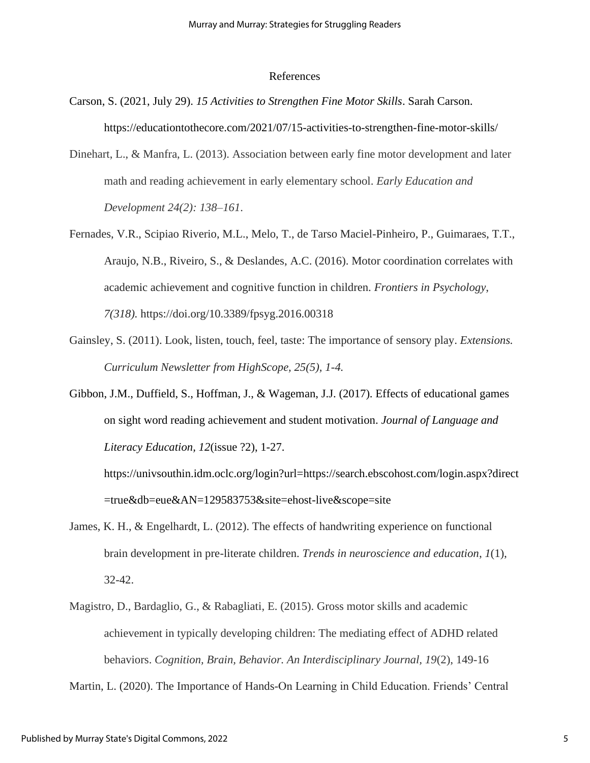# References

Carson, S. (2021, July 29). *15 Activities to Strengthen Fine Motor Skills*. Sarah Carson. https://educationtothecore.com/2021/07/15-activities-to-strengthen-fine-motor-skills/

Dinehart, L., & Manfra, L. (2013). Association between early fine motor development and later math and reading achievement in early elementary school. *Early Education and Development 24(2): 138–161.*

Fernades, V.R., Scipiao Riverio, M.L., Melo, T., de Tarso Maciel-Pinheiro, P., Guimaraes, T.T., Araujo, N.B., Riveiro, S., & Deslandes, A.C. (2016). Motor coordination correlates with academic achievement and cognitive function in children. *Frontiers in Psychology, 7(318).* https://doi.org/10.3389/fpsyg.2016.00318

Gainsley, S. (2011). Look, listen, touch, feel, taste: The importance of sensory play. *Extensions. Curriculum Newsletter from HighScope, 25(5), 1-4.*

Gibbon, J.M., Duffield, S., Hoffman, J., & Wageman, J.J. (2017). Effects of educational games on sight word reading achievement and student motivation. *Journal of Language and Literacy Education*, *12*(issue ?2), 1-27. https://univsouthin.idm.oclc.org/login?url=https://search.ebscohost.com/login.aspx?direct=true&db=eue&AN=129583753&site=ehost-live&scope=site

James, K. H., & Engelhardt, L. (2012). The effects of handwriting experience on functional brain development in pre-literate children. *Trends in neuroscience and education*, *1*(1), 32-42.

Magistro, D., Bardaglio, G., & Rabagliati, E. (2015). Gross motor skills and academic achievement in typically developing children: The mediating effect of ADHD related behaviors. *Cognition, Brain, Behavior. An Interdisciplinary Journal*, *19*(2), 149-16

Martin, L. (2020). The Importance of Hands-On Learning in Child Education. Friends' Central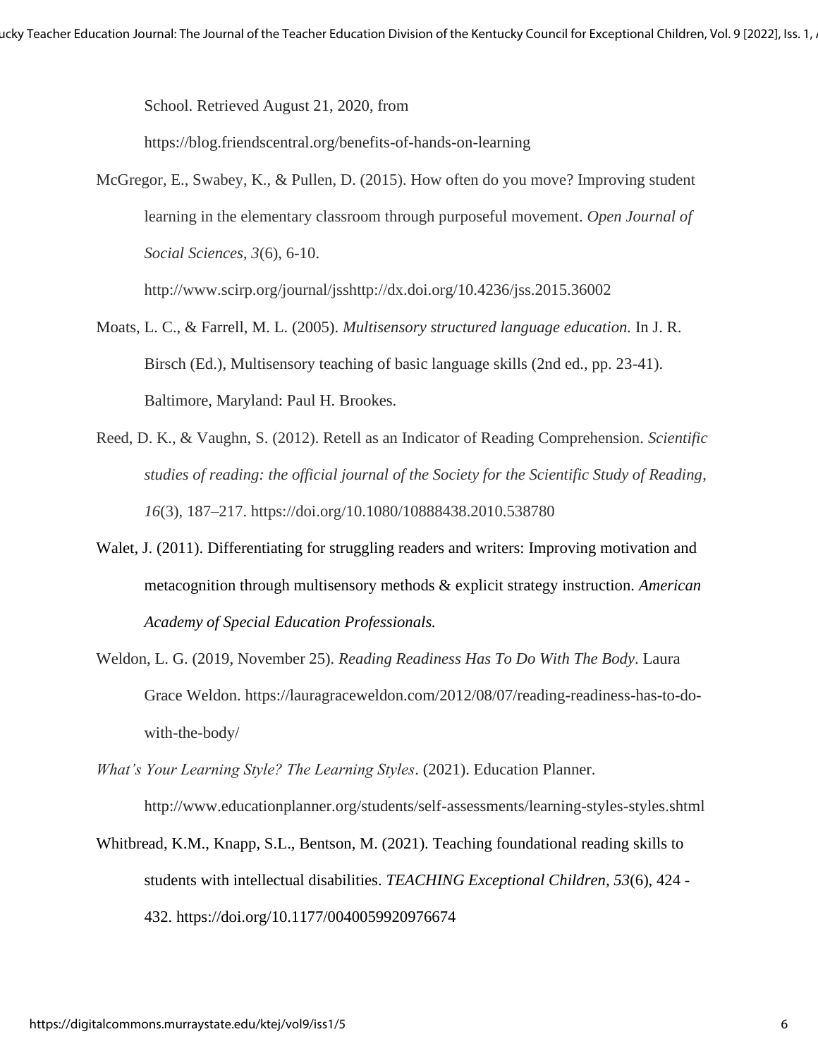School. Retrieved August 21, 2020, from https://blog.friendscentral.org/benefits-of-hands-on-learning

McGregor, E., Swabey, K., & Pullen, D. (2015). How often do you move? Improving student learning in the elementary classroom through purposeful movement. *Open Journal of Social Sciences, 3*(6), 6-10. http://www.scirp.org/journal/jsshttp://dx.doi.org/10.4236/jss.2015.36002

Moats, L. C., & Farrell, M. L. (2005). *Multisensory structured language education.* In J. R. Birsch (Ed.), Multisensory teaching of basic language skills (2nd ed., pp. 23-41). Baltimore, Maryland: Paul H. Brookes.

Reed, D. K., & Vaughn, S. (2012). Retell as an Indicator of Reading Comprehension. *Scientific studies of reading: the official journal of the Society for the Scientific Study of Reading*, *16*(3), 187–217. https://doi.org/10.1080/10888438.2010.538780

Walet, J. (2011). Differentiating for struggling readers and writers: Improving motivation and metacognition through multisensory methods & explicit strategy instruction. *American Academy of Special Education Professionals.*

Weldon, L. G. (2019, November 25). *Reading Readiness Has To Do With The Body*. Laura Grace Weldon. https://lauragraceweldon.com/2012/08/07/reading-readiness-has-to-do-with-the-body/

*What's Your Learning Style? The Learning Styles*. (2021). Education Planner. http://www.educationplanner.org/students/self-assessments/learning-styles-styles.shtml

Whitbread, K.M., Knapp, S.L., Bentson, M. (2021). Teaching foundational reading skills to students with intellectual disabilities. *TEACHING Exceptional Children, 53*(6), 424 - 432. https://doi.org/10.1177/0040059920976674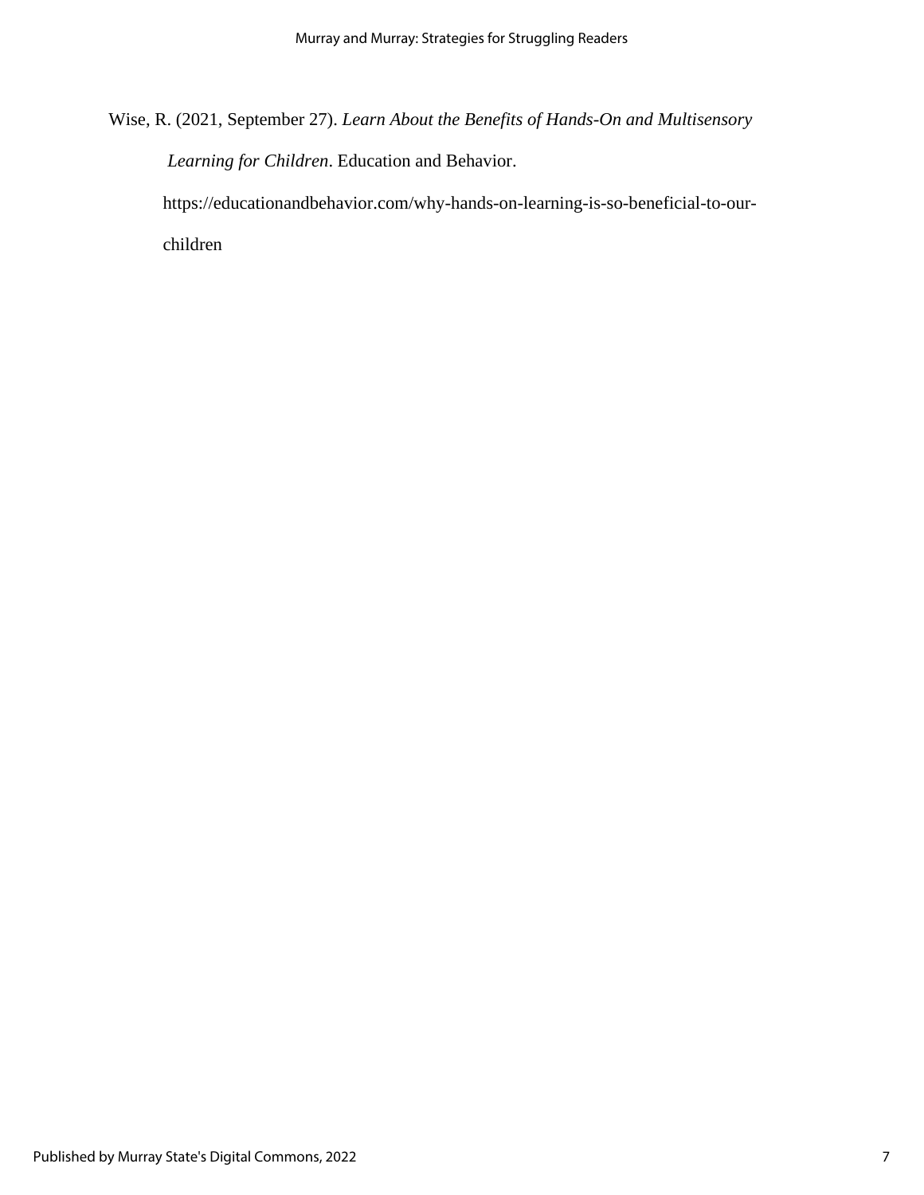Wise, R. (2021, September 27). *Learn About the Benefits of Hands-On and Multisensory Learning for Children*. Education and Behavior. https://educationandbehavior.com/why-hands-on-learning-is-so-beneficial-to-our-children